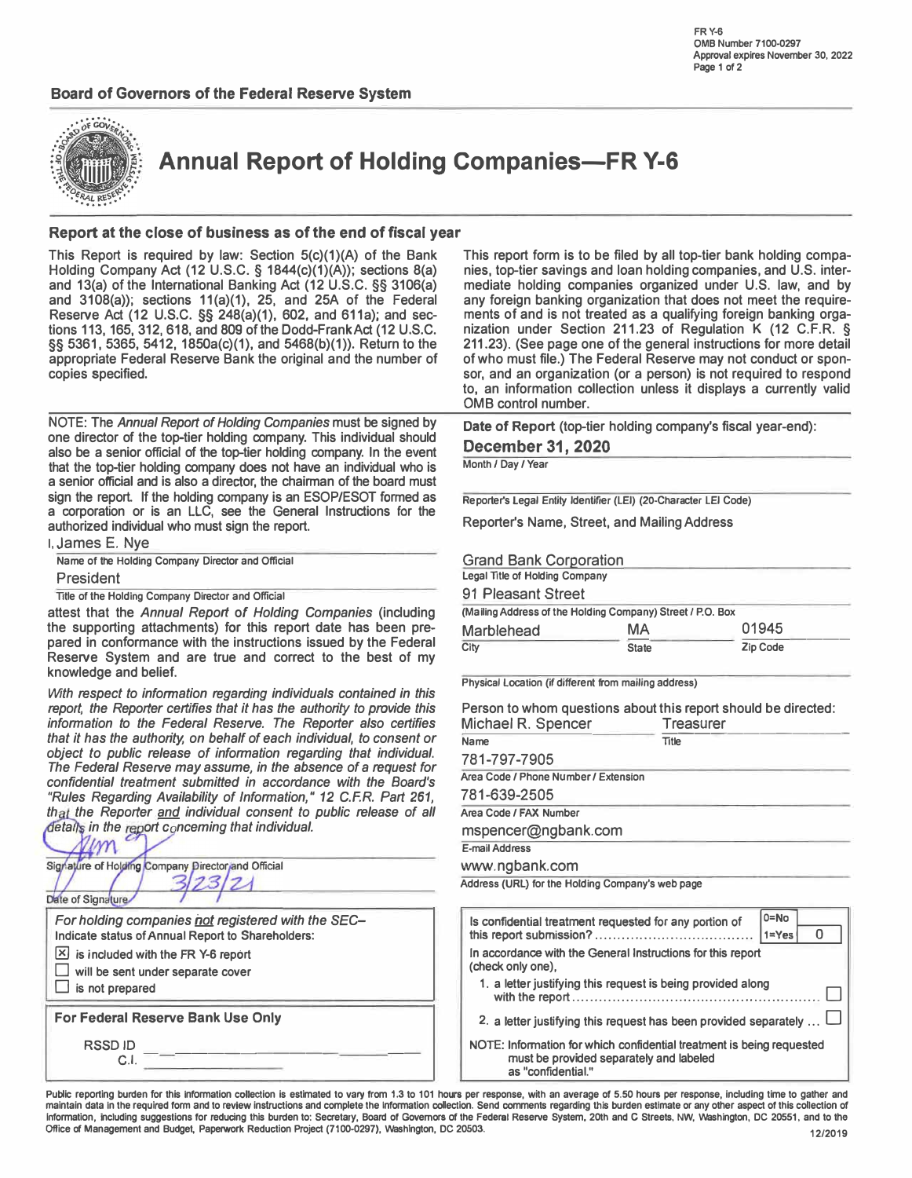FR Y-6
OMB Number 7100-0297
Approval expires November 30, 2022

**Board of Governors of the Federal Reserve System**

# Annual Report of Holding Companies—FR Y-6

## Report at the close of business as of the end of fiscal year

This Report is required by law: Section 5(c)(1)(A) of the Bank Holding Company Act (12 U.S.C. § 1844(c)(1)(A)); sections 8(a) and 13(a) of the International Banking Act (12 U.S.C. §§ 3106(a) and 3108(a)); sections 11(a)(1), 25, and 25A of the Federal Reserve Act (12 U.S.C. §§ 248(a)(1), 602, and 611a); and sections 113, 165, 312, 618, and 809 of the Dodd-Frank Act (12 U.S.C. §§ 5361, 5365, 5412, 1850a(c)(1), and 5468(b)(1)). Return to the appropriate Federal Reserve Bank the original and the number of copies specified.

This report form is to be filed by all top-tier bank holding companies, top-tier savings and loan holding companies, and U.S. intermediate holding companies organized under U.S. law, and by any foreign banking organization that does not meet the requirements of and is not treated as a qualifying foreign banking organization under Section 211.23 of Regulation K (12 C.F.R. § 211.23). (See page one of the general instructions for more detail of who must file.) The Federal Reserve may not conduct or sponsor, and an organization (or a person) is not required to respond to, an information collection unless it displays a currently valid OMB control number.

NOTE: The *Annual Report of Holding Companies* must be signed by one director of the top-tier holding company. This individual should also be a senior official of the top-tier holding company. In the event that the top-tier holding company does not have an individual who is a senior official and is also a director, the chairman of the board must sign the report. If the holding company is an ESOP/ESOT formed as a corporation or is an LLC, see the General Instructions for the authorized individual who must sign the report.

I, James E. Nye
Name of the Holding Company Director and Official

President
Title of the Holding Company Director and Official

attest that the *Annual Report of Holding Companies* (including the supporting attachments) for this report date has been prepared in conformance with the instructions issued by the Federal Reserve System and are true and correct to the best of my knowledge and belief.

*With respect to information regarding individuals contained in this report, the Reporter certifies that it has the authority to provide this information to the Federal Reserve. The Reporter also certifies that it has the authority, on behalf of each individual, to consent or object to public release of information regarding that individual. The Federal Reserve may assume, in the absence of a request for confidential treatment submitted in accordance with the Board's "Rules Regarding Availability of Information," 12 C.F.R. Part 261, that the Reporter and individual consent to public release of all details in the report concerning that individual.*

[Signature]
Signature of Holding Company Director and Official

3/23/21
Date of Signature

*For holding companies not registered with the SEC–*
Indicate status of Annual Report to Shareholders:

- [x] is included with the FR Y-6 report
- [ ] will be sent under separate cover
- [ ] is not prepared

**For Federal Reserve Bank Use Only**

RSSD ID ______
C.I. ______

**Date of Report** (top-tier holding company's fiscal year-end):

**December 31, 2020**
Month / Day / Year

Reporter's Legal Entity Identifier (LEI) (20-Character LEI Code)

Reporter's Name, Street, and Mailing Address

Grand Bank Corporation
Legal Title of Holding Company

91 Pleasant Street
(Mailing Address of the Holding Company) Street / P.O. Box

| Marblehead | MA | 01945 |
|---|---|---|
| City | State | Zip Code |

Physical Location (if different from mailing address)

Person to whom questions about this report should be directed:

| Michael R. Spencer | Treasurer |
|---|---|
| Name | Title |

781-797-7905
Area Code / Phone Number / Extension

781-639-2505
Area Code / FAX Number

mspencer@ngbank.com
E-mail Address

www.ngbank.com
Address (URL) for the Holding Company's web page

Is confidential treatment requested for any portion of this report submission? (0=No, 1=Yes) **0**

In accordance with the General Instructions for this report (check only one),

1. a letter justifying this request is being provided along with the report ☐
2. a letter justifying this request has been provided separately ... ☐

NOTE: Information for which confidential treatment is being requested must be provided separately and labeled as "confidential."

Public reporting burden for this information collection is estimated to vary from 1.3 to 101 hours per response, with an average of 5.50 hours per response, including time to gather and maintain data in the required form and to review instructions and complete the information collection. Send comments regarding this burden estimate or any other aspect of this collection of information, including suggestions for reducing this burden to: Secretary, Board of Governors of the Federal Reserve System, 20th and C Streets, NW, Washington, DC 20551, and to the Office of Management and Budget, Paperwork Reduction Project (7100-0297), Washington, DC 20503.

12/2019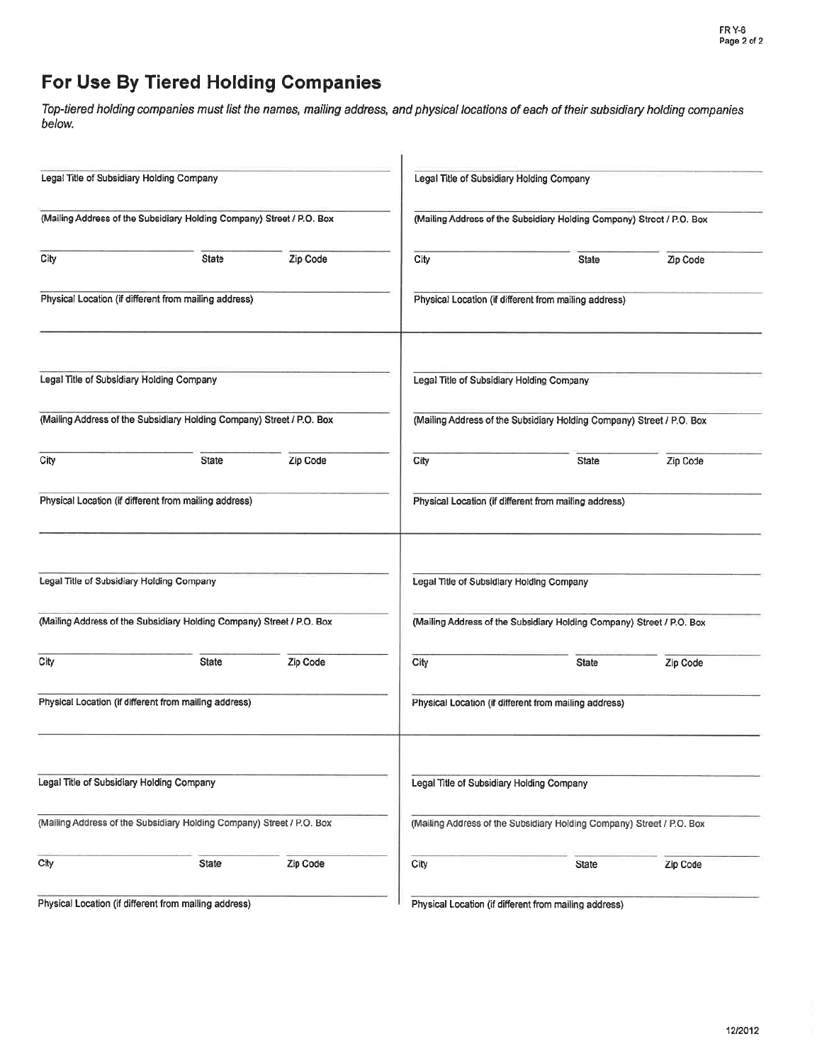## For Use By Tiered Holding Companies

*Top-tiered holding companies must list the names, mailing address, and physical locations of each of their subsidiary holding companies below.*

Legal Title of Subsidiary Holding Company

(Mailing Address of the Subsidiary Holding Company) Street / P.O. Box

City | State | Zip Code

Physical Location (if different from mailing address)

---

Legal Title of Subsidiary Holding Company

(Mailing Address of the Subsidiary Holding Company) Street / P.O. Box

City | State | Zip Code

Physical Location (if different from mailing address)

---

Legal Title of Subsidiary Holding Company

(Mailing Address of the Subsidiary Holding Company) Street / P.O. Box

City | State | Zip Code

Physical Location (if different from mailing address)

---

Legal Title of Subsidiary Holding Company

(Mailing Address of the Subsidiary Holding Company) Street / P.O. Box

City | State | Zip Code

Physical Location (if different from mailing address)

---

Legal Title of Subsidiary Holding Company

(Mailing Address of the Subsidiary Holding Company) Street / P.O. Box

City | State | Zip Code

Physical Location (if different from mailing address)

---

Legal Title of Subsidiary Holding Company

(Mailing Address of the Subsidiary Holding Company) Street / P.O. Box

City | State | Zip Code

Physical Location (if different from mailing address)

---

Legal Title of Subsidiary Holding Company

(Mailing Address of the Subsidiary Holding Company) Street / P.O. Box

City | State | Zip Code

Physical Location (if different from mailing address)

---

Legal Title of Subsidiary Holding Company

(Mailing Address of the Subsidiary Holding Company) Street / P.O. Box

City | State | Zip Code

Physical Location (if different from mailing address)

12/2012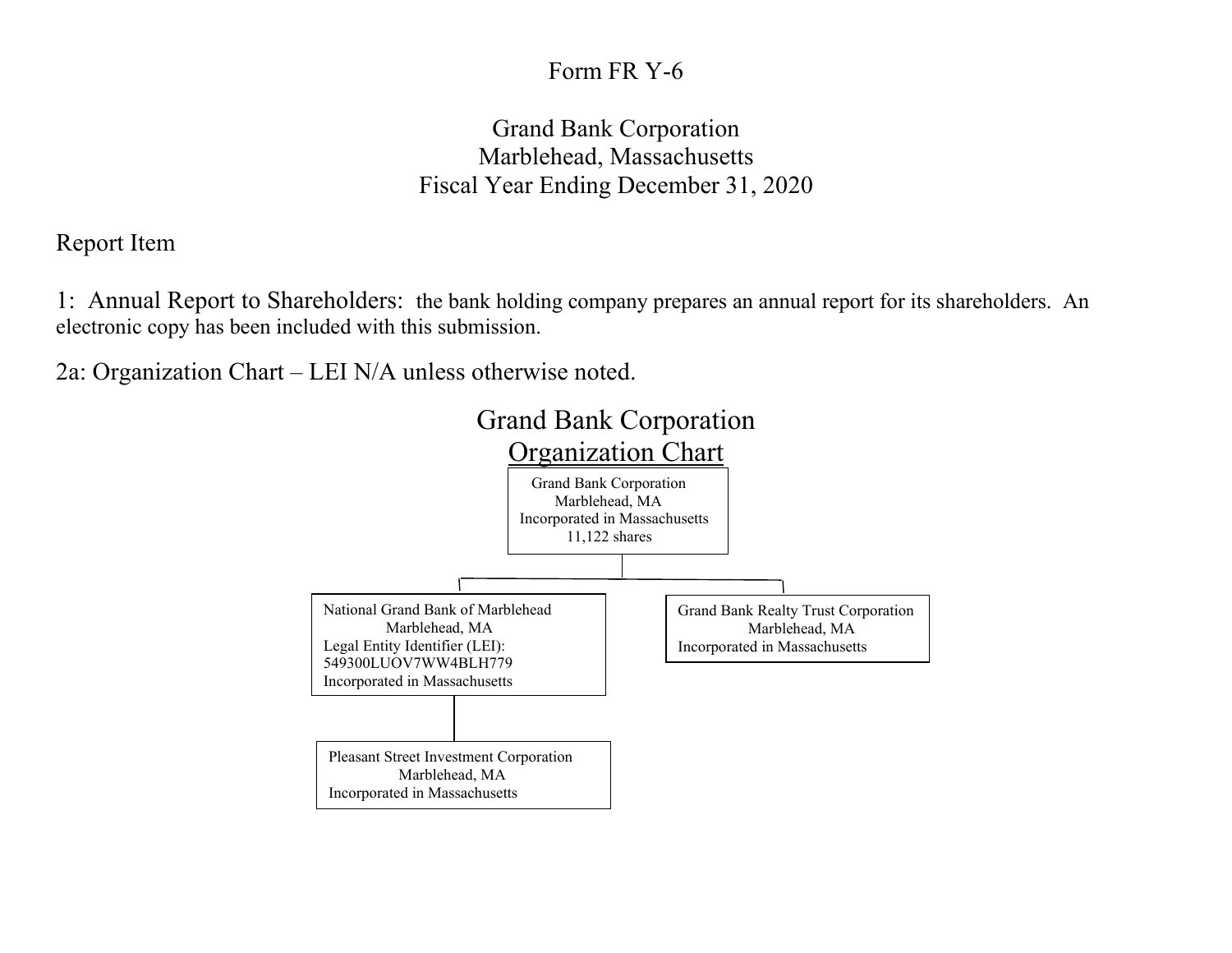Form FR Y-6

Grand Bank Corporation
Marblehead, Massachusetts
Fiscal Year Ending December 31, 2020

Report Item

1: Annual Report to Shareholders: the bank holding company prepares an annual report for its shareholders. An electronic copy has been included with this submission.

2a: Organization Chart – LEI N/A unless otherwise noted.

## Grand Bank Corporation
## Organization Chart

Grand Bank Corporation
Marblehead, MA
Incorporated in Massachusetts
11,122 shares

- National Grand Bank of Marblehead
  Marblehead, MA
  Legal Entity Identifier (LEI):
  549300LUOV7WW4BLH779
  Incorporated in Massachusetts
  - Pleasant Street Investment Corporation
    Marblehead, MA
    Incorporated in Massachusetts
- Grand Bank Realty Trust Corporation
  Marblehead, MA
  Incorporated in Massachusetts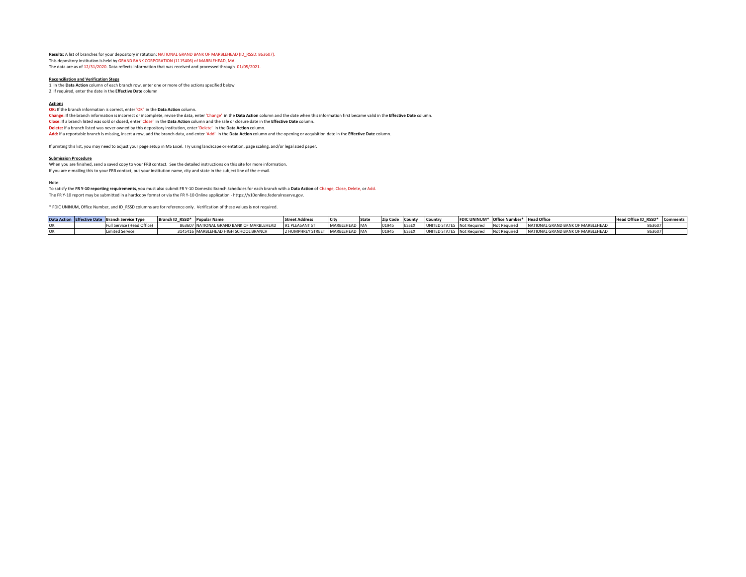**Results:** A list of branches for your depository institution: NATIONAL GRAND BANK OF MARBLEHEAD (ID_RSSD: 863607).
This depository institution is held by GRAND BANK CORPORATION (1115406) of MARBLEHEAD, MA.
The data are as of 12/31/2020. Data reflects information that was received and processed through 01/05/2021.

**Reconciliation and Verification Steps**

1. In the **Data Action** column of each branch row, enter one or more of the actions specified below
2. If required, enter the date in the **Effective Date** column

**Actions**

**OK:** If the branch information is correct, enter 'OK' in the **Data Action** column.
**Change:** If the branch information is incorrect or incomplete, revise the data, enter 'Change' in the **Data Action** column and the date when this information first became valid in the **Effective Date** column.
**Close:** If a branch listed was sold or closed, enter 'Close' in the **Data Action** column and the sale or closure date in the **Effective Date** column.
**Delete:** If a branch listed was never owned by this depository institution, enter 'Delete' in the **Data Action** column.
**Add:** If a reportable branch is missing, insert a row, add the branch data, and enter 'Add' in the **Data Action** column and the opening or acquisition date in the **Effective Date** column.

If printing this list, you may need to adjust your page setup in MS Excel. Try using landscape orientation, page scaling, and/or legal sized paper.

**Submission Procedure**

When you are finished, send a saved copy to your FRB contact. See the detailed instructions on this site for more information.
If you are e-mailing this to your FRB contact, put your institution name, city and state in the subject line of the e-mail.

Note:
To satisfy the **FR Y-10 reporting requirements**, you must also submit FR Y-10 Domestic Branch Schedules for each branch with a **Data Action** of Change, Close, Delete, or Add.
The FR Y-10 report may be submitted in a hardcopy format or via the FR Y-10 Online application - https://y10online.federalreserve.gov.

* FDIC UNINUM, Office Number, and ID_RSSD columns are for reference only. Verification of these values is not required.

| Data Action | Effective Date | Branch Service Type | Branch ID_RSSD* | Popular Name | Street Address | City | State | Zip Code | County | Country | FDIC UNINUM* | Office Number* | Head Office | Head Office ID_RSSD* | Comments |
|---|---|---|---|---|---|---|---|---|---|---|---|---|---|---|---|
| OK | | Full Service (Head Office) | 863607 | NATIONAL GRAND BANK OF MARBLEHEAD | 91 PLEASANT ST | MARBLEHEAD | MA | 01945 | ESSEX | UNITED STATES | Not Required | Not Required | NATIONAL GRAND BANK OF MARBLEHEAD | 863607 | |
| OK | | Limited Service | 3145416 | MARBLEHEAD HIGH SCHOOL BRANCH | 2 HUMPHREY STREET | MARBLEHEAD | MA | 01945 | ESSEX | UNITED STATES | Not Required | Not Required | NATIONAL GRAND BANK OF MARBLEHEAD | 863607 | |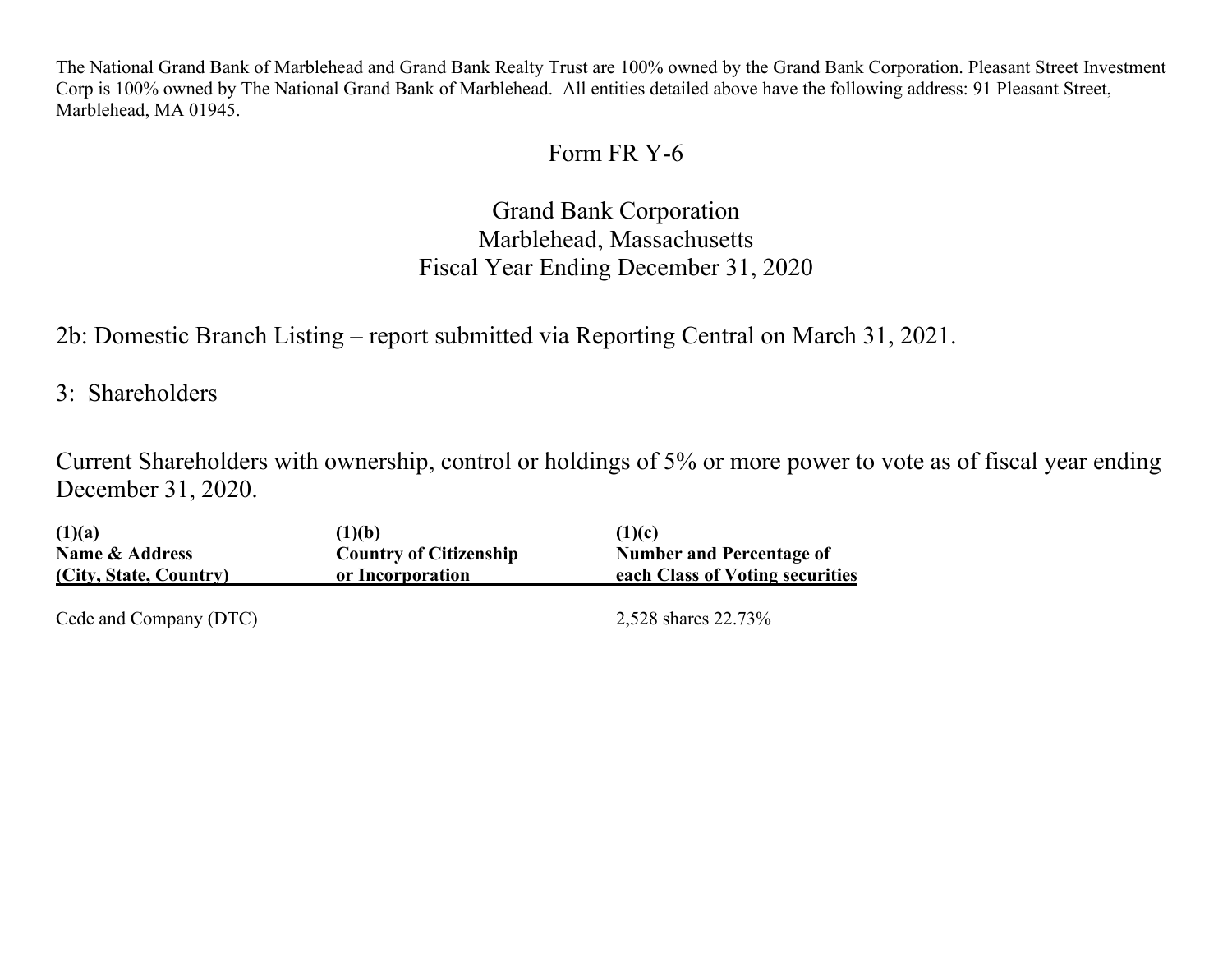The National Grand Bank of Marblehead and Grand Bank Realty Trust are 100% owned by the Grand Bank Corporation. Pleasant Street Investment Corp is 100% owned by The National Grand Bank of Marblehead. All entities detailed above have the following address: 91 Pleasant Street, Marblehead, MA 01945.

# Form FR Y-6

## Grand Bank Corporation
## Marblehead, Massachusetts
## Fiscal Year Ending December 31, 2020

2b: Domestic Branch Listing – report submitted via Reporting Central on March 31, 2021.

3: Shareholders

Current Shareholders with ownership, control or holdings of 5% or more power to vote as of fiscal year ending December 31, 2020.

| **(1)(a) Name & Address (City, State, Country)** | **(1)(b) Country of Citizenship or Incorporation** | **(1)(c) Number and Percentage of each Class of Voting securities** |
|---|---|---|
| Cede and Company (DTC) | | 2,528 shares 22.73% |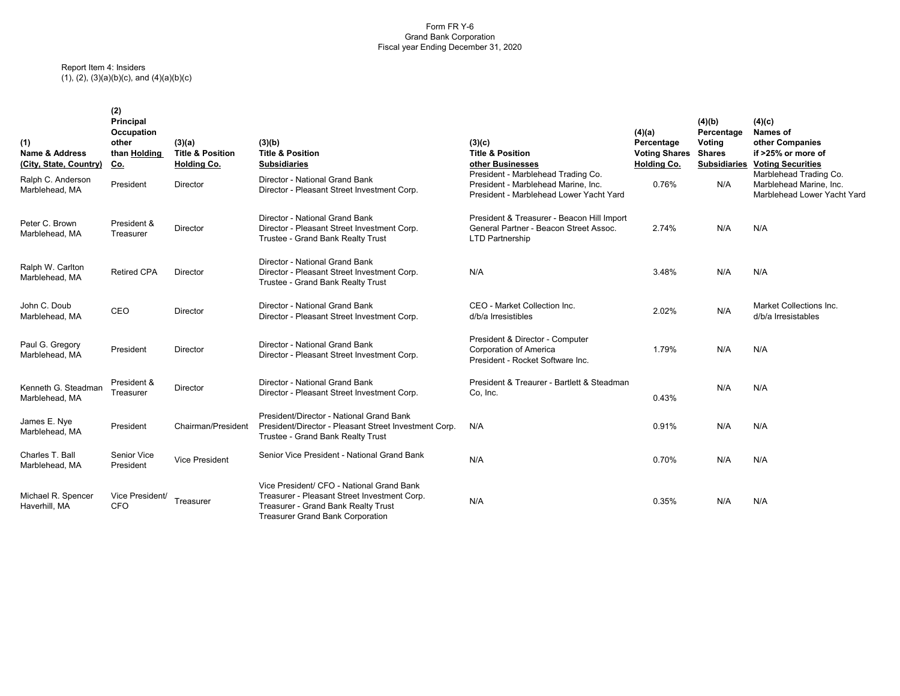Form FR Y-6
Grand Bank Corporation
Fiscal year Ending December 31, 2020

Report Item 4: Insiders
(1), (2), (3)(a)(b)(c), and (4)(a)(b)(c)

| (1) Name & Address (City, State, Country) | (2) Principal Occupation other than Holding Co. | (3)(a) Title & Position Holding Co. | (3)(b) Title & Position Subsidiaries | (3)(c) Title & Position other Businesses | (4)(a) Percentage Voting Shares Holding Co. | (4)(b) Percentage Voting Shares Subsidiaries | (4)(c) Names of other Companies if >25% or more of Voting Securities |
|---|---|---|---|---|---|---|---|
| Ralph C. Anderson Marblehead, MA | President | Director | Director - National Grand Bank<br>Director - Pleasant Street Investment Corp. | President - Marblehead Trading Co.<br>President - Marblehead Marine, Inc.<br>President - Marblehead Lower Yacht Yard | 0.76% | N/A | Marblehead Trading Co.<br>Marblehead Marine, Inc.<br>Marblehead Lower Yacht Yard |
| Peter C. Brown Marblehead, MA | President & Treasurer | Director | Director - National Grand Bank<br>Director - Pleasant Street Investment Corp.<br>Trustee - Grand Bank Realty Trust | President & Treasurer - Beacon Hill Import<br>General Partner - Beacon Street Assoc. LTD Partnership | 2.74% | N/A | N/A |
| Ralph W. Carlton Marblehead, MA | Retired CPA | Director | Director - National Grand Bank<br>Director - Pleasant Street Investment Corp.<br>Trustee - Grand Bank Realty Trust | N/A | 3.48% | N/A | N/A |
| John C. Doub Marblehead, MA | CEO | Director | Director - National Grand Bank<br>Director - Pleasant Street Investment Corp. | CEO - Market Collection Inc. d/b/a Irresistibles | 2.02% | N/A | Market Collections Inc. d/b/a Irresistables |
| Paul G. Gregory Marblehead, MA | President | Director | Director - National Grand Bank<br>Director - Pleasant Street Investment Corp. | President & Director - Computer Corporation of America<br>President - Rocket Software Inc. | 1.79% | N/A | N/A |
| Kenneth G. Steadman Marblehead, MA | President & Treasurer | Director | Director - National Grand Bank<br>Director - Pleasant Street Investment Corp. | President & Treaurer - Bartlett & Steadman Co, Inc. | 0.43% | N/A | N/A |
| James E. Nye Marblehead, MA | President | Chairman/President | President/Director - National Grand Bank<br>President/Director - Pleasant Street Investment Corp.<br>Trustee - Grand Bank Realty Trust | N/A | 0.91% | N/A | N/A |
| Charles T. Ball Marblehead, MA | Senior Vice President | Vice President | Senior Vice President - National Grand Bank | N/A | 0.70% | N/A | N/A |
| Michael R. Spencer Haverhill, MA | Vice President/ CFO | Treasurer | Vice President/ CFO - National Grand Bank<br>Treasurer - Pleasant Street Investment Corp.<br>Treasurer - Grand Bank Realty Trust<br>Treasurer Grand Bank Corporation | N/A | 0.35% | N/A | N/A |